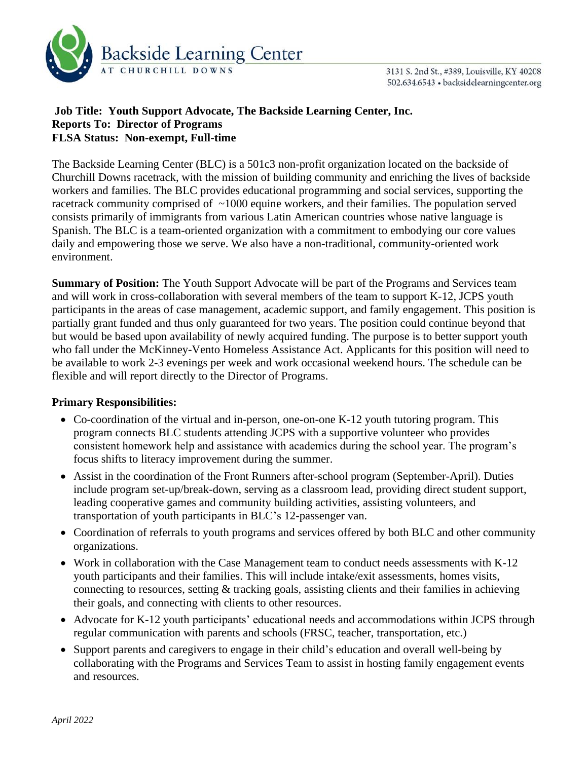Backside Learning Center

AT CHURCHILL DOWNS

3131 S. 2nd St., #389, Louisville, KY 40208
502.634.6543 • backsidelearningcenter.org

**Job Title: Youth Support Advocate, The Backside Learning Center, Inc.**
**Reports To: Director of Programs**
**FLSA Status: Non-exempt, Full-time**

The Backside Learning Center (BLC) is a 501c3 non-profit organization located on the backside of Churchill Downs racetrack, with the mission of building community and enriching the lives of backside workers and families. The BLC provides educational programming and social services, supporting the racetrack community comprised of ~1000 equine workers, and their families. The population served consists primarily of immigrants from various Latin American countries whose native language is Spanish. The BLC is a team-oriented organization with a commitment to embodying our core values daily and empowering those we serve. We also have a non-traditional, community-oriented work environment.

**Summary of Position:** The Youth Support Advocate will be part of the Programs and Services team and will work in cross-collaboration with several members of the team to support K-12, JCPS youth participants in the areas of case management, academic support, and family engagement. This position is partially grant funded and thus only guaranteed for two years. The position could continue beyond that but would be based upon availability of newly acquired funding. The purpose is to better support youth who fall under the McKinney-Vento Homeless Assistance Act. Applicants for this position will need to be available to work 2-3 evenings per week and work occasional weekend hours. The schedule can be flexible and will report directly to the Director of Programs.

**Primary Responsibilities:**

- Co-coordination of the virtual and in-person, one-on-one K-12 youth tutoring program. This program connects BLC students attending JCPS with a supportive volunteer who provides consistent homework help and assistance with academics during the school year. The program's focus shifts to literacy improvement during the summer.
- Assist in the coordination of the Front Runners after-school program (September-April). Duties include program set-up/break-down, serving as a classroom lead, providing direct student support, leading cooperative games and community building activities, assisting volunteers, and transportation of youth participants in BLC's 12-passenger van.
- Coordination of referrals to youth programs and services offered by both BLC and other community organizations.
- Work in collaboration with the Case Management team to conduct needs assessments with K-12 youth participants and their families. This will include intake/exit assessments, homes visits, connecting to resources, setting & tracking goals, assisting clients and their families in achieving their goals, and connecting with clients to other resources.
- Advocate for K-12 youth participants' educational needs and accommodations within JCPS through regular communication with parents and schools (FRSC, teacher, transportation, etc.)
- Support parents and caregivers to engage in their child's education and overall well-being by collaborating with the Programs and Services Team to assist in hosting family engagement events and resources.

*April 2022*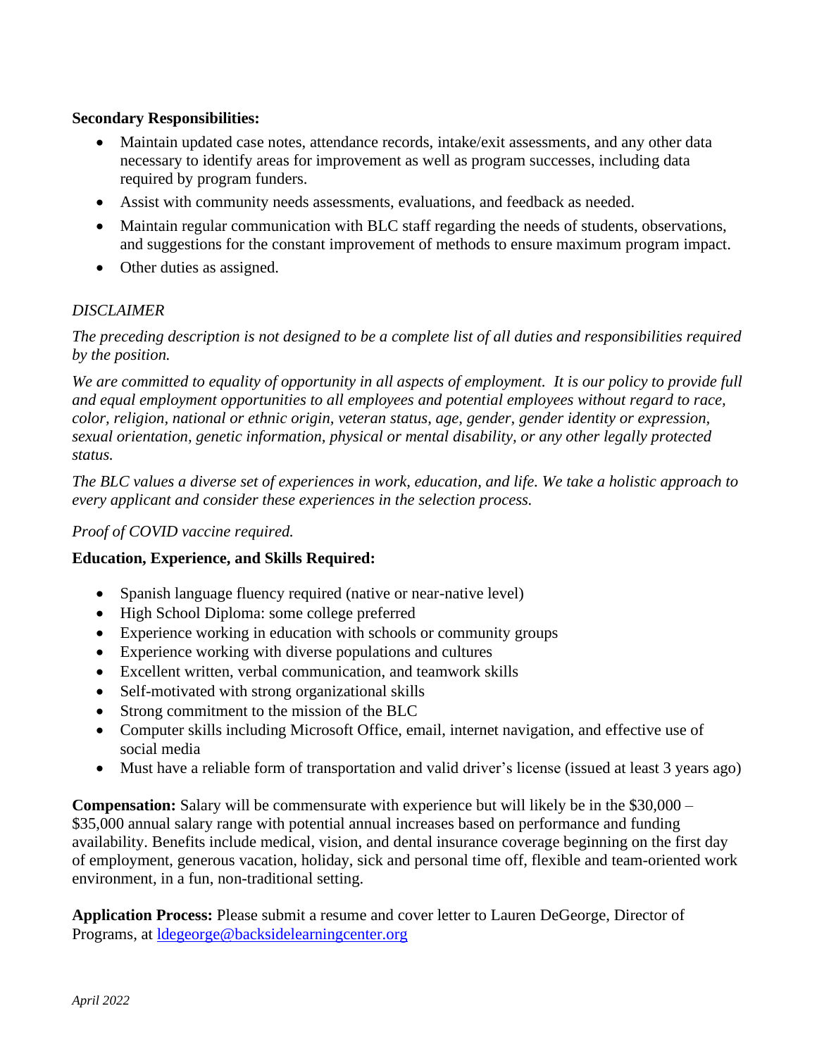**Secondary Responsibilities:**

- Maintain updated case notes, attendance records, intake/exit assessments, and any other data necessary to identify areas for improvement as well as program successes, including data required by program funders.
- Assist with community needs assessments, evaluations, and feedback as needed.
- Maintain regular communication with BLC staff regarding the needs of students, observations, and suggestions for the constant improvement of methods to ensure maximum program impact.
- Other duties as assigned.

*DISCLAIMER*

*The preceding description is not designed to be a complete list of all duties and responsibilities required by the position.*

*We are committed to equality of opportunity in all aspects of employment. It is our policy to provide full and equal employment opportunities to all employees and potential employees without regard to race, color, religion, national or ethnic origin, veteran status, age, gender, gender identity or expression, sexual orientation, genetic information, physical or mental disability, or any other legally protected status.*

*The BLC values a diverse set of experiences in work, education, and life. We take a holistic approach to every applicant and consider these experiences in the selection process.*

*Proof of COVID vaccine required.*

**Education, Experience, and Skills Required:**

- Spanish language fluency required (native or near-native level)
- High School Diploma: some college preferred
- Experience working in education with schools or community groups
- Experience working with diverse populations and cultures
- Excellent written, verbal communication, and teamwork skills
- Self-motivated with strong organizational skills
- Strong commitment to the mission of the BLC
- Computer skills including Microsoft Office, email, internet navigation, and effective use of social media
- Must have a reliable form of transportation and valid driver's license (issued at least 3 years ago)

**Compensation:** Salary will be commensurate with experience but will likely be in the $30,000 – $35,000 annual salary range with potential annual increases based on performance and funding availability. Benefits include medical, vision, and dental insurance coverage beginning on the first day of employment, generous vacation, holiday, sick and personal time off, flexible and team-oriented work environment, in a fun, non-traditional setting.

**Application Process:** Please submit a resume and cover letter to Lauren DeGeorge, Director of Programs, at [ldegeorge@backsidelearningcenter.org](mailto:ldegeorge@backsidelearningcenter.org)

*April 2022*